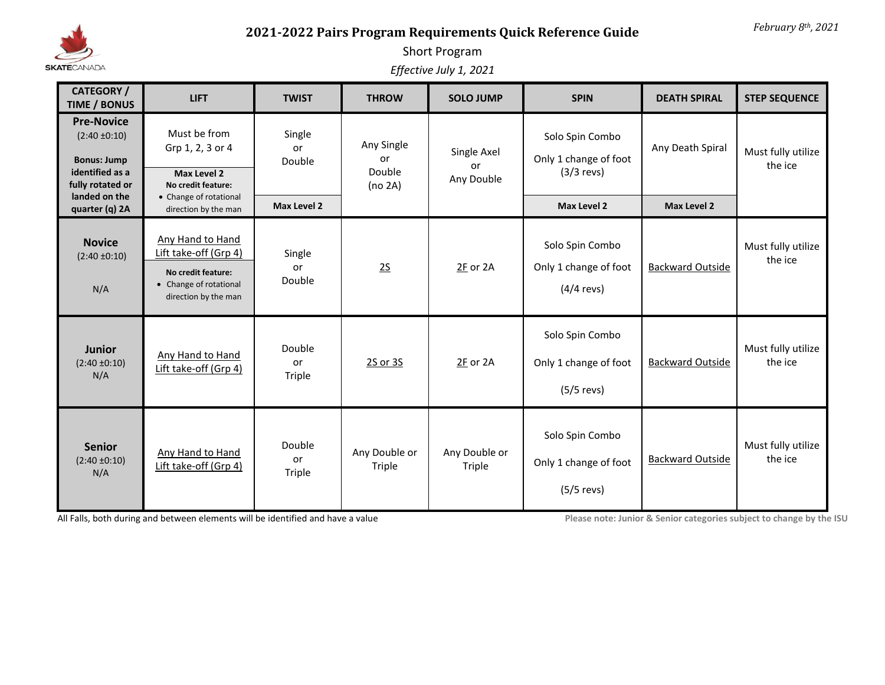*February 8th, 2021*

# 2021-2022 Pairs Program Requirements Quick Reference Guide

## Short Program

*Effective July 1, 2021*

| CATEGORY / TIME / BONUS | LIFT | TWIST | THROW | SOLO JUMP | SPIN | DEATH SPIRAL | STEP SEQUENCE |
|---|---|---|---|---|---|---|---|
| **Pre-Novice** (2:40 ±0:10) **Bonus: Jump identified as a fully rotated or landed on the quarter (q) 2A** | Must be from Grp 1, 2, 3 or 4 **Max Level 2** **No credit feature:** • Change of rotational direction by the man | Single or Double **Max Level 2** | Any Single or Double (no 2A) | Single Axel or Any Double | Solo Spin Combo Only 1 change of foot (3/3 revs) **Max Level 2** | Any Death Spiral **Max Level 2** | Must fully utilize the ice |
| **Novice** (2:40 ±0:10) N/A | Any Hand to Hand Lift take-off (Grp 4) **No credit feature:** • Change of rotational direction by the man | Single or Double | 2S | 2F or 2A | Solo Spin Combo Only 1 change of foot (4/4 revs) | Backward Outside | Must fully utilize the ice |
| **Junior** (2:40 ±0:10) N/A | Any Hand to Hand Lift take-off (Grp 4) | Double or Triple | 2S or 3S | 2F or 2A | Solo Spin Combo Only 1 change of foot (5/5 revs) | Backward Outside | Must fully utilize the ice |
| **Senior** (2:40 ±0:10) N/A | Any Hand to Hand Lift take-off (Grp 4) | Double or Triple | Any Double or Triple | Any Double or Triple | Solo Spin Combo Only 1 change of foot (5/5 revs) | Backward Outside | Must fully utilize the ice |

All Falls, both during and between elements will be identified and have a value

**Please note: Junior & Senior categories subject to change by the ISU**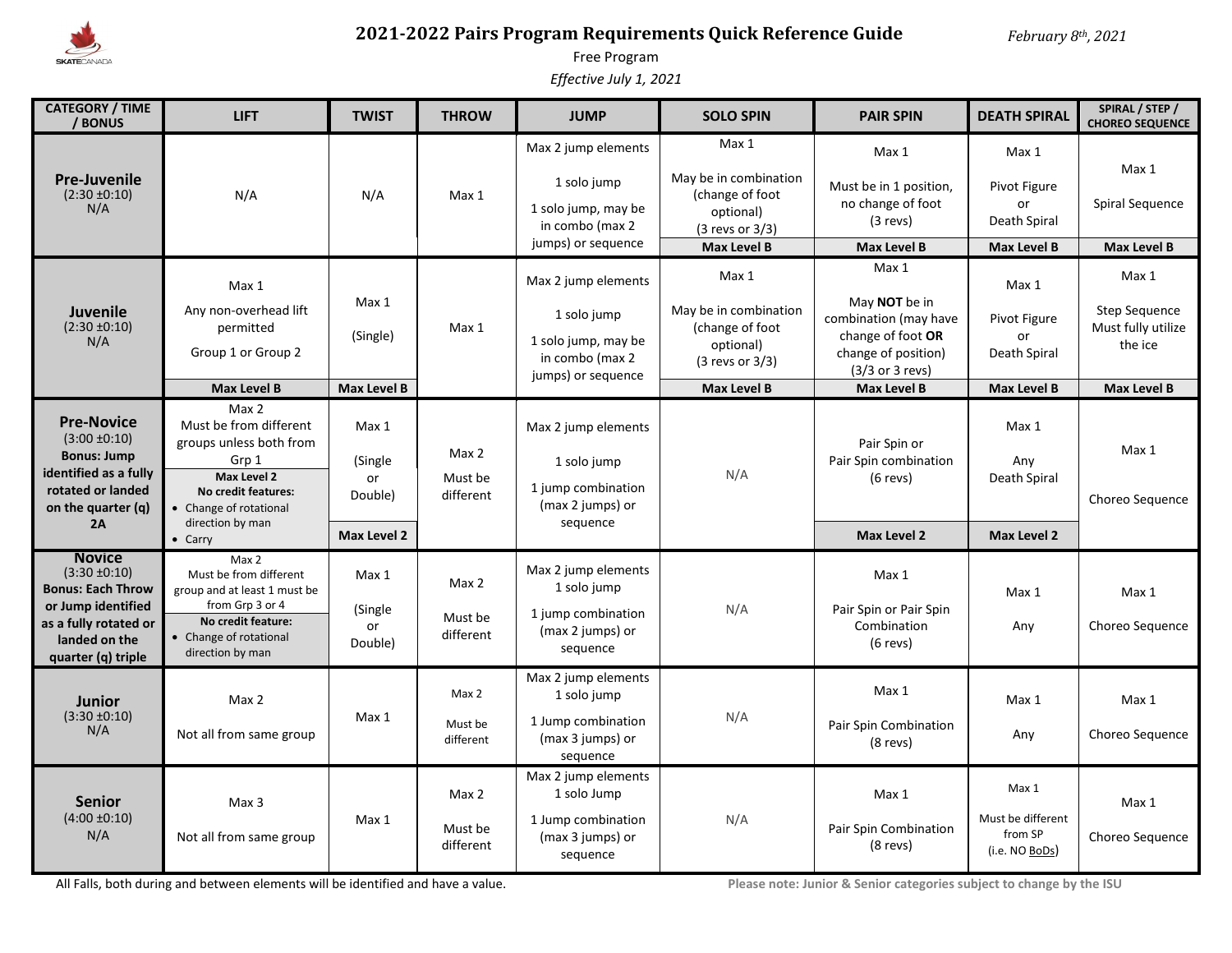# 2021-2022 Pairs Program Requirements Quick Reference Guide

*February 8th, 2021*

Free Program

*Effective July 1, 2021*

| CATEGORY / TIME / BONUS | LIFT | TWIST | THROW | JUMP | SOLO SPIN | PAIR SPIN | DEATH SPIRAL | SPIRAL / STEP / CHOREO SEQUENCE |
|---|---|---|---|---|---|---|---|---|
| **Pre-Juvenile** (2:30 ±0:10) N/A | N/A | N/A | Max 1 | Max 2 jump elements<br>1 solo jump<br>1 solo jump, may be in combo (max 2 jumps) or sequence | Max 1<br>May be in combination (change of foot optional) (3 revs or 3/3)<br>**Max Level B** | Max 1<br>Must be in 1 position, no change of foot (3 revs)<br>**Max Level B** | Max 1<br>Pivot Figure or Death Spiral<br>**Max Level B** | Max 1<br>Spiral Sequence<br>**Max Level B** |
| **Juvenile** (2:30 ±0:10) N/A | Max 1<br>Any non-overhead lift permitted<br>Group 1 or Group 2<br>**Max Level B** | Max 1<br>(Single)<br>**Max Level B** | Max 1 | Max 2 jump elements<br>1 solo jump<br>1 solo jump, may be in combo (max 2 jumps) or sequence | Max 1<br>May be in combination (change of foot optional) (3 revs or 3/3)<br>**Max Level B** | Max 1<br>May **NOT** be in combination (may have change of foot **OR** change of position) (3/3 or 3 revs)<br>**Max Level B** | Max 1<br>Pivot Figure or Death Spiral<br>**Max Level B** | Max 1<br>Step Sequence Must fully utilize the ice<br>**Max Level B** |
| **Pre-Novice** (3:00 ±0:10) **Bonus: Jump identified as a fully rotated or landed on the quarter (q) 2A** | Max 2<br>Must be from different groups unless both from Grp 1<br>**Max Level 2**<br>**No credit features:**<br>• Change of rotational direction by man<br>• Carry | Max 1<br>(Single or Double)<br>**Max Level 2** | Max 2<br>Must be different | Max 2 jump elements<br>1 solo jump<br>1 jump combination (max 2 jumps) or sequence | N/A | Pair Spin or Pair Spin combination (6 revs)<br>**Max Level 2** | Max 1<br>Any Death Spiral<br>**Max Level 2** | Max 1<br>Choreo Sequence |
| **Novice** (3:30 ±0:10) **Bonus: Each Throw or Jump identified as a fully rotated or landed on the quarter (q) triple** | Max 2<br>Must be from different group and at least 1 must be from Grp 3 or 4<br>**No credit feature:**<br>• Change of rotational direction by man | Max 1<br>(Single or Double) | Max 2<br>Must be different | Max 2 jump elements<br>1 solo jump<br>1 jump combination (max 2 jumps) or sequence | N/A | Max 1<br>Pair Spin or Pair Spin Combination (6 revs) | Max 1<br>Any | Max 1<br>Choreo Sequence |
| **Junior** (3:30 ±0:10) N/A | Max 2<br>Not all from same group | Max 1 | Max 2<br>Must be different | Max 2 jump elements<br>1 solo jump<br>1 Jump combination (max 3 jumps) or sequence | N/A | Max 1<br>Pair Spin Combination (8 revs) | Max 1<br>Any | Max 1<br>Choreo Sequence |
| **Senior** (4:00 ±0:10) N/A | Max 3<br>Not all from same group | Max 1 | Max 2<br>Must be different | Max 2 jump elements<br>1 solo Jump<br>1 Jump combination (max 3 jumps) or sequence | N/A | Max 1<br>Pair Spin Combination (8 revs) | Max 1<br>Must be different from SP (i.e. NO BoDs) | Max 1<br>Choreo Sequence |

All Falls, both during and between elements will be identified and have a value.

**Please note: Junior & Senior categories subject to change by the ISU**